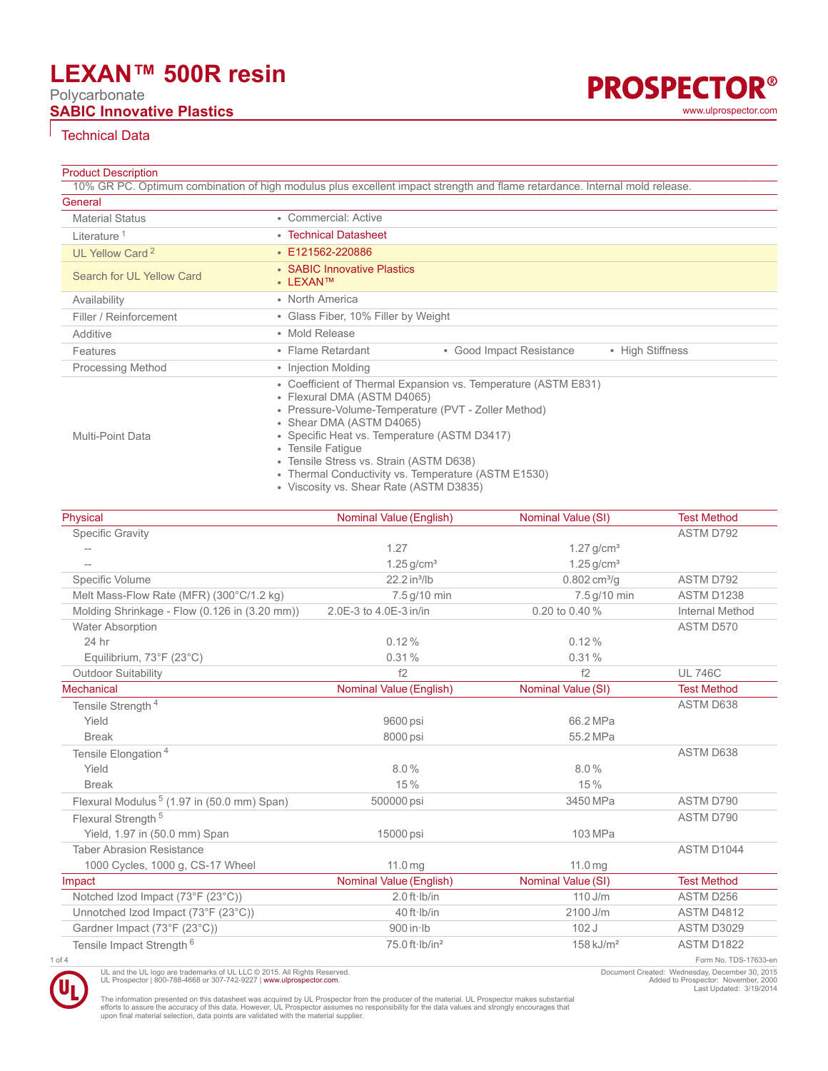# LEXAN™ 500R resin

Polycarbonate

**SABIC Innovative Plastics**

PROSPECTOR®

www.ulprospector.com

## Technical Data

### Product Description

10% GR PC. Optimum combination of high modulus plus excellent impact strength and flame retardance. Internal mold release.

### General

| | |
|---|---|
| Material Status | • Commercial: Active |
| Literature [1] | • Technical Datasheet |
| UL Yellow Card [2] | • E121562-220886 |
| Search for UL Yellow Card | • SABIC Innovative Plastics<br>• LEXAN™ |
| Availability | • North America |
| Filler / Reinforcement | • Glass Fiber, 10% Filler by Weight |
| Additive | • Mold Release |
| Features | • Flame Retardant • Good Impact Resistance • High Stiffness |
| Processing Method | • Injection Molding |
| Multi-Point Data | • Coefficient of Thermal Expansion vs. Temperature (ASTM E831)<br>• Flexural DMA (ASTM D4065)<br>• Pressure-Volume-Temperature (PVT - Zoller Method)<br>• Shear DMA (ASTM D4065)<br>• Specific Heat vs. Temperature (ASTM D3417)<br>• Tensile Fatigue<br>• Tensile Stress vs. Strain (ASTM D638)<br>• Thermal Conductivity vs. Temperature (ASTM E1530)<br>• Viscosity vs. Shear Rate (ASTM D3835) |

| Physical | Nominal Value (English) | Nominal Value (SI) | Test Method |
|---|---|---|---|
| Specific Gravity | | | ASTM D792 |
| -- | 1.27 | 1.27 g/cm³ | |
| -- | 1.25 g/cm³ | 1.25 g/cm³ | |
| Specific Volume | 22.2 in³/lb | 0.802 cm³/g | ASTM D792 |
| Melt Mass-Flow Rate (MFR) (300°C/1.2 kg) | 7.5 g/10 min | 7.5 g/10 min | ASTM D1238 |
| Molding Shrinkage - Flow (0.126 in (3.20 mm)) | 2.0E-3 to 4.0E-3 in/in | 0.20 to 0.40 % | Internal Method |
| Water Absorption | | | ASTM D570 |
| 24 hr | 0.12 % | 0.12 % | |
| Equilibrium, 73°F (23°C) | 0.31 % | 0.31 % | |
| Outdoor Suitability | f2 | f2 | UL 746C |

| Mechanical | Nominal Value (English) | Nominal Value (SI) | Test Method |
|---|---|---|---|
| Tensile Strength [4] | | | ASTM D638 |
| Yield | 9600 psi | 66.2 MPa | |
| Break | 8000 psi | 55.2 MPa | |
| Tensile Elongation [4] | | | ASTM D638 |
| Yield | 8.0 % | 8.0 % | |
| Break | 15 % | 15 % | |
| Flexural Modulus [5] (1.97 in (50.0 mm) Span) | 500000 psi | 3450 MPa | ASTM D790 |
| Flexural Strength [5] | | | ASTM D790 |
| Yield, 1.97 in (50.0 mm) Span | 15000 psi | 103 MPa | |
| Taber Abrasion Resistance | | | ASTM D1044 |
| 1000 Cycles, 1000 g, CS-17 Wheel | 11.0 mg | 11.0 mg | |

| Impact | Nominal Value (English) | Nominal Value (SI) | Test Method |
|---|---|---|---|
| Notched Izod Impact (73°F (23°C)) | 2.0 ft·lb/in | 110 J/m | ASTM D256 |
| Unnotched Izod Impact (73°F (23°C)) | 40 ft·lb/in | 2100 J/m | ASTM D4812 |
| Gardner Impact (73°F (23°C)) | 900 in·lb | 102 J | ASTM D3029 |
| Tensile Impact Strength [6] | 75.0 ft·lb/in² | 158 kJ/m² | ASTM D1822 |

Form No. TDS-17633-en

UL and the UL logo are trademarks of UL LLC © 2015. All Rights Reserved.
UL Prospector | 800-788-4668 or 307-742-9227 | www.ulprospector.com.

Document Created: Wednesday, December 30, 2015
Added to Prospector: November, 2000
Last Updated: 3/19/2014

The information presented on this datasheet was acquired by UL Prospector from the producer of the material. UL Prospector makes substantial efforts to assure the accuracy of this data. However, UL Prospector assumes no responsibility for the data values and strongly encourages that upon final material selection, data points are validated with the material supplier.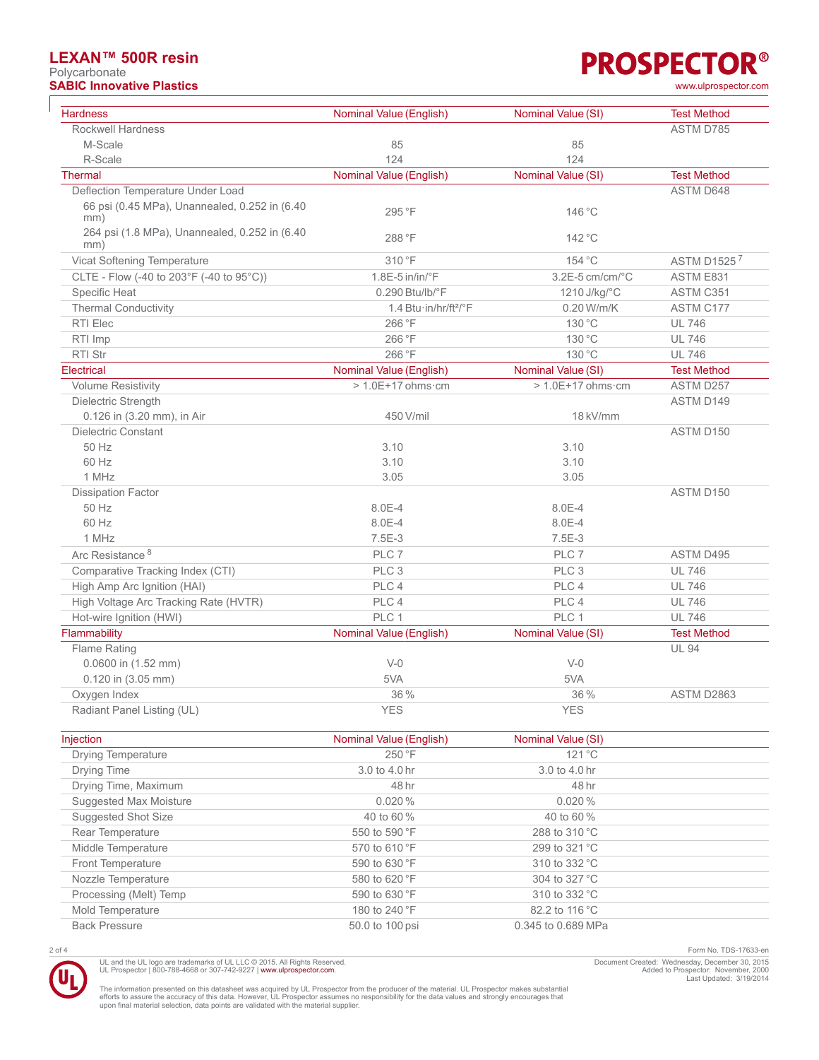| Hardness | Nominal Value (English) | Nominal Value (SI) | Test Method |
|---|---|---|---|
| Rockwell Hardness | | | ASTM D785 |
| M-Scale | 85 | 85 | |
| R-Scale | 124 | 124 | |

| Thermal | Nominal Value (English) | Nominal Value (SI) | Test Method |
|---|---|---|---|
| Deflection Temperature Under Load | | | ASTM D648 |
| 66 psi (0.45 MPa), Unannealed, 0.252 in (6.40 mm) | 295 °F | 146 °C | |
| 264 psi (1.8 MPa), Unannealed, 0.252 in (6.40 mm) | 288 °F | 142 °C | |
| Vicat Softening Temperature | 310 °F | 154 °C | ASTM D1525 [7] |
| CLTE - Flow (-40 to 203°F (-40 to 95°C)) | 1.8E-5 in/in/°F | 3.2E-5 cm/cm/°C | ASTM E831 |
| Specific Heat | 0.290 Btu/lb/°F | 1210 J/kg/°C | ASTM C351 |
| Thermal Conductivity | 1.4 Btu·in/hr/ft²/°F | 0.20 W/m/K | ASTM C177 |
| RTI Elec | 266 °F | 130 °C | UL 746 |
| RTI Imp | 266 °F | 130 °C | UL 746 |
| RTI Str | 266 °F | 130 °C | UL 746 |

| Electrical | Nominal Value (English) | Nominal Value (SI) | Test Method |
|---|---|---|---|
| Volume Resistivity | > 1.0E+17 ohms·cm | > 1.0E+17 ohms·cm | ASTM D257 |
| Dielectric Strength | | | ASTM D149 |
| 0.126 in (3.20 mm), in Air | 450 V/mil | 18 kV/mm | |
| Dielectric Constant | | | ASTM D150 |
| 50 Hz | 3.10 | 3.10 | |
| 60 Hz | 3.10 | 3.10 | |
| 1 MHz | 3.05 | 3.05 | |
| Dissipation Factor | | | ASTM D150 |
| 50 Hz | 8.0E-4 | 8.0E-4 | |
| 60 Hz | 8.0E-4 | 8.0E-4 | |
| 1 MHz | 7.5E-3 | 7.5E-3 | |
| Arc Resistance [8] | PLC 7 | PLC 7 | ASTM D495 |
| Comparative Tracking Index (CTI) | PLC 3 | PLC 3 | UL 746 |
| High Amp Arc Ignition (HAI) | PLC 4 | PLC 4 | UL 746 |
| High Voltage Arc Tracking Rate (HVTR) | PLC 4 | PLC 4 | UL 746 |
| Hot-wire Ignition (HWI) | PLC 1 | PLC 1 | UL 746 |

| Flammability | Nominal Value (English) | Nominal Value (SI) | Test Method |
|---|---|---|---|
| Flame Rating | | | UL 94 |
| 0.0600 in (1.52 mm) | V-0 | V-0 | |
| 0.120 in (3.05 mm) | 5VA | 5VA | |
| Oxygen Index | 36 % | 36 % | ASTM D2863 |
| Radiant Panel Listing (UL) | YES | YES | |

| Injection | Nominal Value (English) | Nominal Value (SI) |
|---|---|---|
| Drying Temperature | 250 °F | 121 °C |
| Drying Time | 3.0 to 4.0 hr | 3.0 to 4.0 hr |
| Drying Time, Maximum | 48 hr | 48 hr |
| Suggested Max Moisture | 0.020 % | 0.020 % |
| Suggested Shot Size | 40 to 60 % | 40 to 60 % |
| Rear Temperature | 550 to 590 °F | 288 to 310 °C |
| Middle Temperature | 570 to 610 °F | 299 to 321 °C |
| Front Temperature | 590 to 630 °F | 310 to 332 °C |
| Nozzle Temperature | 580 to 620 °F | 304 to 327 °C |
| Processing (Melt) Temp | 590 to 630 °F | 310 to 332 °C |
| Mold Temperature | 180 to 240 °F | 82.2 to 116 °C |
| Back Pressure | 50.0 to 100 psi | 0.345 to 0.689 MPa |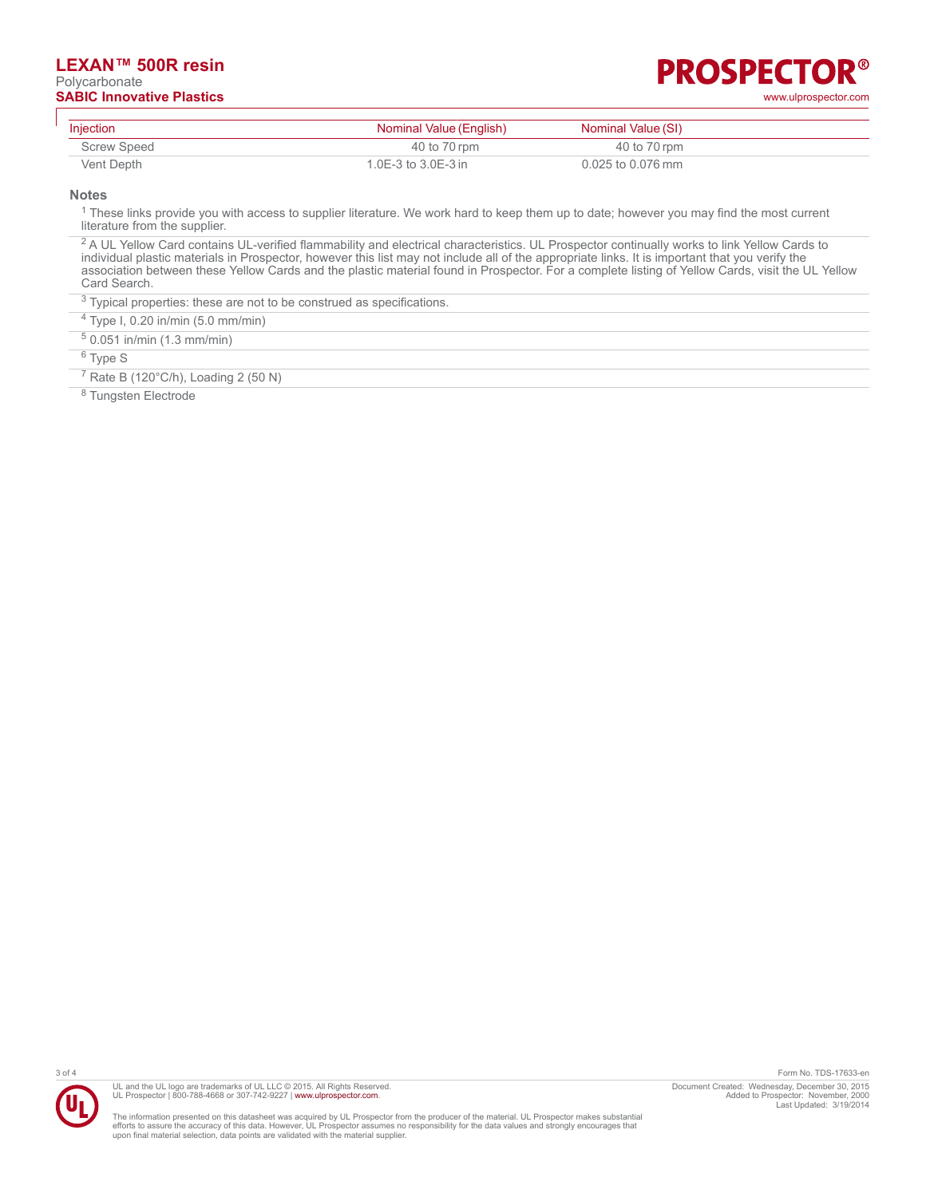| Injection | Nominal Value (English) | Nominal Value (SI) |
| --- | --- | --- |
| Screw Speed | 40 to 70 rpm | 40 to 70 rpm |
| Vent Depth | 1.0E-3 to 3.0E-3 in | 0.025 to 0.076 mm |

## Notes

[1] These links provide you with access to supplier literature. We work hard to keep them up to date; however you may find the most current literature from the supplier.

[2] A UL Yellow Card contains UL-verified flammability and electrical characteristics. UL Prospector continually works to link Yellow Cards to individual plastic materials in Prospector, however this list may not include all of the appropriate links. It is important that you verify the association between these Yellow Cards and the plastic material found in Prospector. For a complete listing of Yellow Cards, visit the UL Yellow Card Search.

[3] Typical properties: these are not to be construed as specifications.

[4] Type I, 0.20 in/min (5.0 mm/min)

[5] 0.051 in/min (1.3 mm/min)

[6] Type S

[7] Rate B (120°C/h), Loading 2 (50 N)

[8] Tungsten Electrode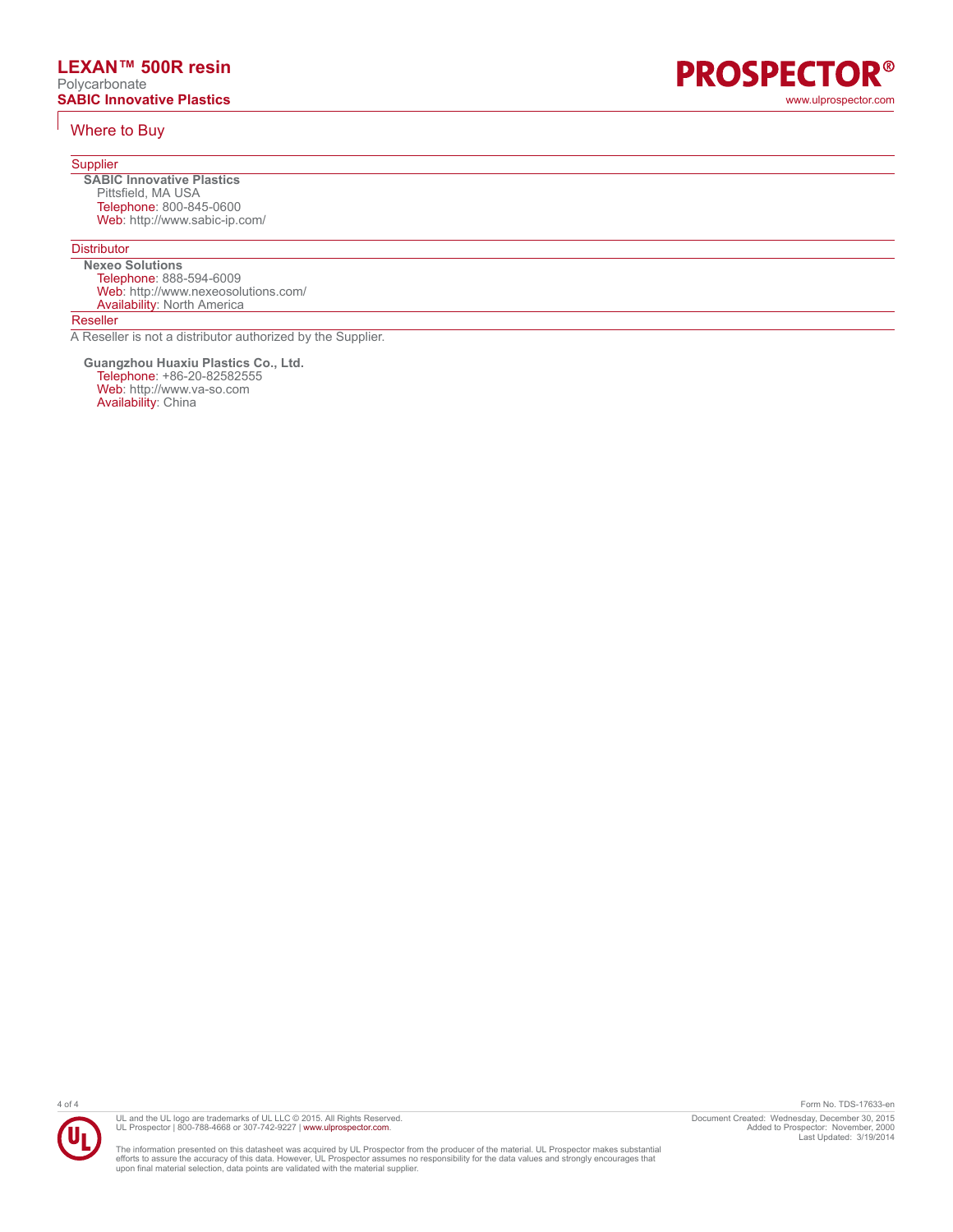## Where to Buy

### Supplier

**SABIC Innovative Plastics**
Pittsfield, MA USA
Telephone: 800-845-0600
Web: http://www.sabic-ip.com/

### Distributor

**Nexeo Solutions**
Telephone: 888-594-6009
Web: http://www.nexeosolutions.com/
Availability: North America

### Reseller

A Reseller is not a distributor authorized by the Supplier.

**Guangzhou Huaxiu Plastics Co., Ltd.**
Telephone: +86-20-82582555
Web: http://www.va-so.com
Availability: China